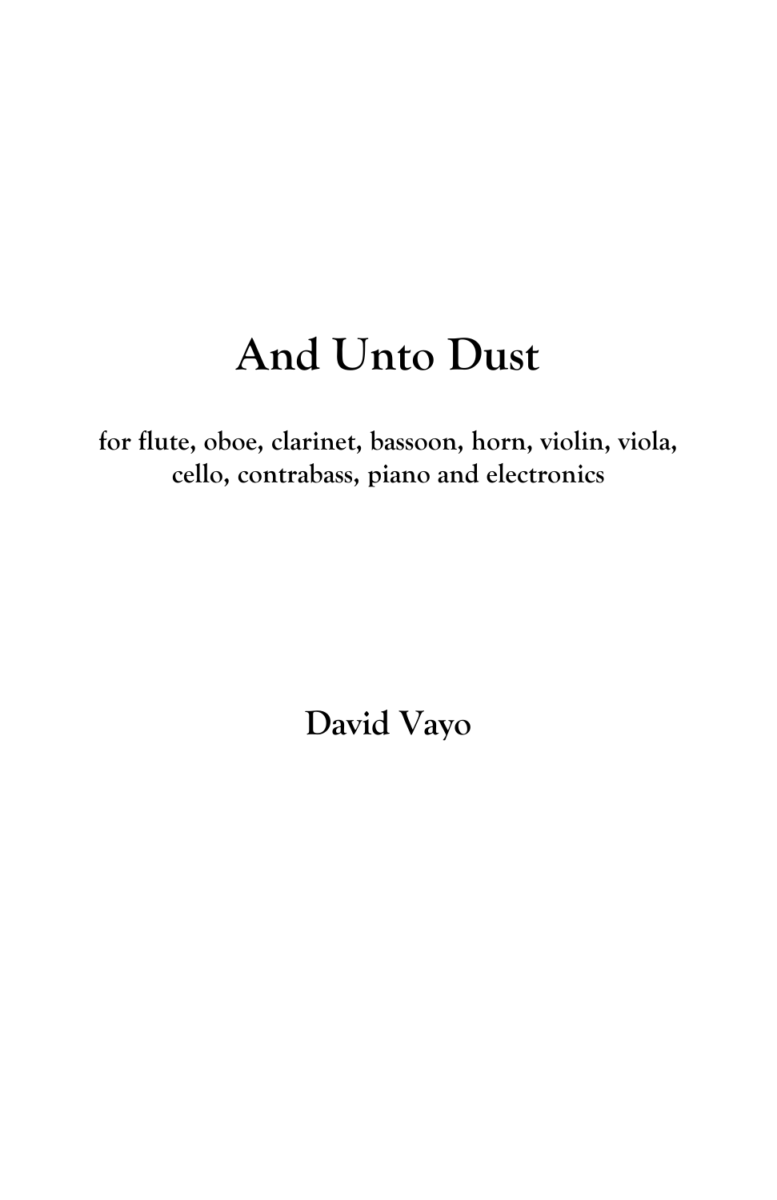# And Unto Dust

**for flute, oboe, clarinet, bassoon, horn, violin, viola, cello, contrabass, piano and electronics**

**David Vayo**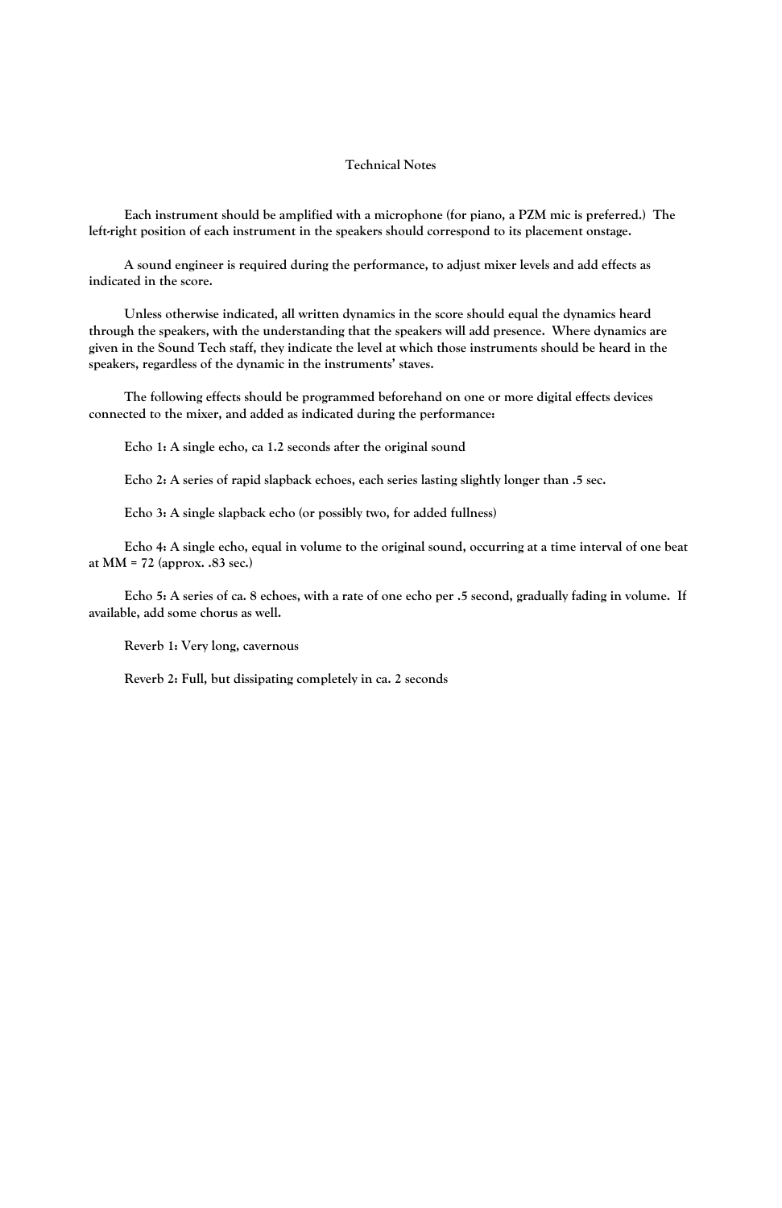## Technical Notes

Each instrument should be amplified with a microphone (for piano, a PZM mic is preferred.) The left-right position of each instrument in the speakers should correspond to its placement onstage.

A sound engineer is required during the performance, to adjust mixer levels and add effects as indicated in the score.

Unless otherwise indicated, all written dynamics in the score should equal the dynamics heard through the speakers, with the understanding that the speakers will add presence. Where dynamics are given in the Sound Tech staff, they indicate the level at which those instruments should be heard in the speakers, regardless of the dynamic in the instruments' staves.

The following effects should be programmed beforehand on one or more digital effects devices connected to the mixer, and added as indicated during the performance:

Echo 1: A single echo, ca 1.2 seconds after the original sound

Echo 2: A series of rapid slapback echoes, each series lasting slightly longer than .5 sec.

Echo 3: A single slapback echo (or possibly two, for added fullness)

Echo 4: A single echo, equal in volume to the original sound, occurring at a time interval of one beat at MM = 72 (approx. .83 sec.)

Echo 5: A series of ca. 8 echoes, with a rate of one echo per .5 second, gradually fading in volume. If available, add some chorus as well.

Reverb 1: Very long, cavernous

Reverb 2: Full, but dissipating completely in ca. 2 seconds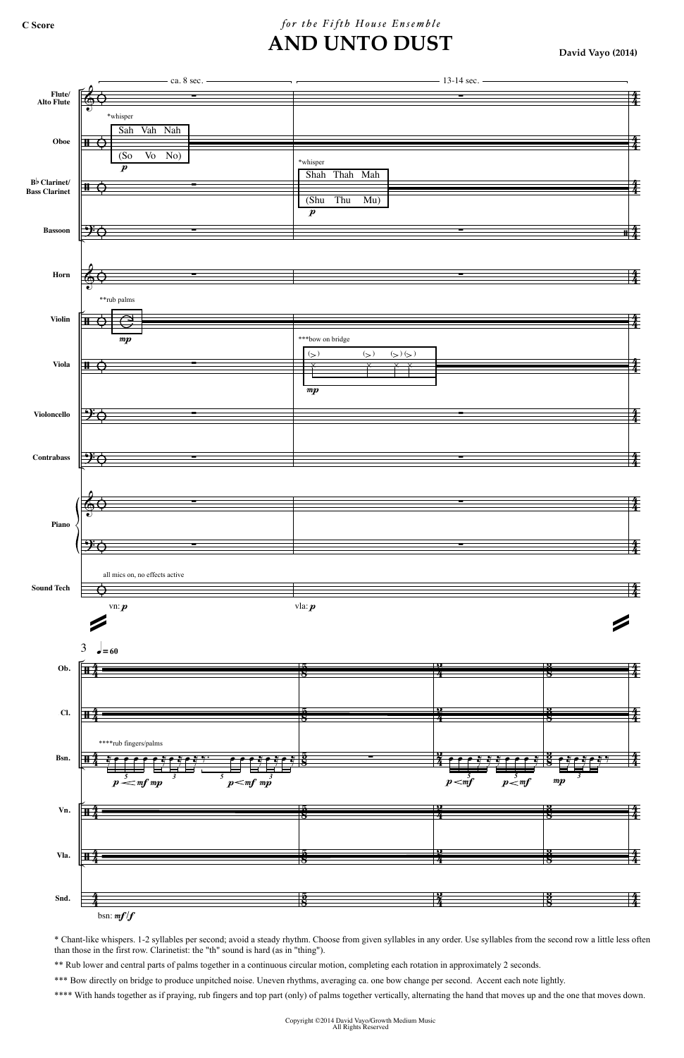C Score

*for the Fifth House Ensemble*

# AND UNTO DUST

**David Vayo (2014)**

* Chant-like whispers. 1-2 syllables per second; avoid a steady rhythm. Choose from given syllables in any order. Use syllables from the second row a little less often than those in the first row. Clarinetist: the "th" sound is hard (as in "thing").

** Rub lower and central parts of palms together in a continuous circular motion, completing each rotation in approximately 2 seconds.

*** Bow directly on bridge to produce unpitched noise. Uneven rhythms, averaging ca. one bow change per second. Accent each note lightly.

**** With hands together as if praying, rub fingers and top part (only) of palms together vertically, alternating the hand that moves up and the one that moves down.

Copyright ©2014 David Vayo/Growth Medium Music
All Rights Reserved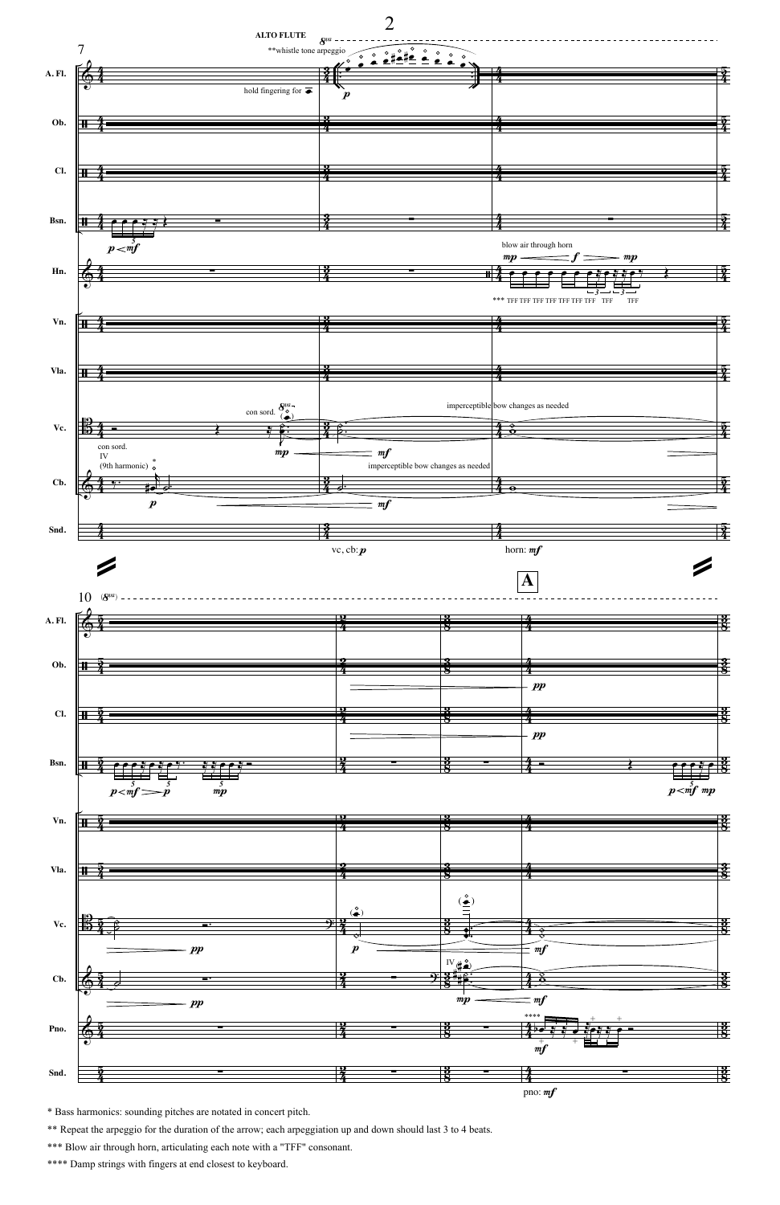\* Bass harmonics: sounding pitches are notated in concert pitch.

\*\* Repeat the arpeggio for the duration of the arrow; each arpeggiation up and down should last 3 to 4 beats.

\*\*\* Blow air through horn, articulating each note with a "TFF" consonant.

\*\*\*\* Damp strings with fingers at end closest to keyboard.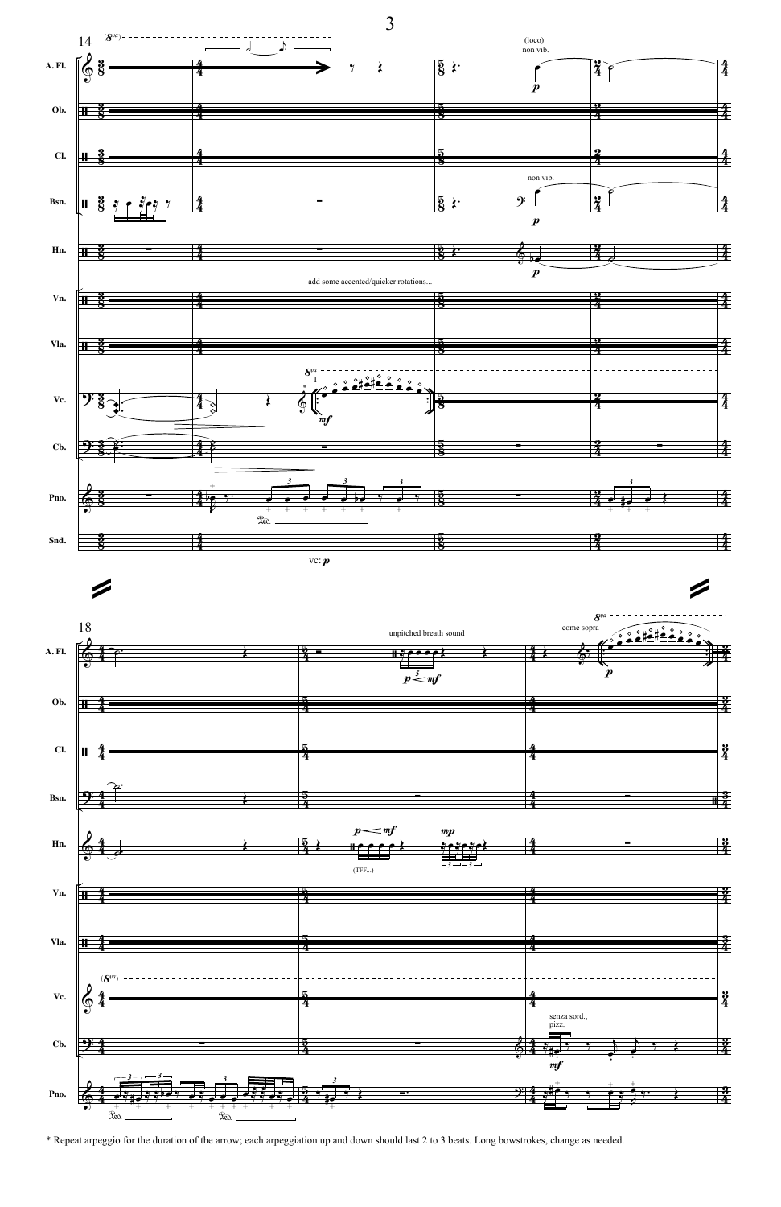\* Repeat arpeggio for the duration of the arrow; each arpeggiation up and down should last 2 to 3 beats. Long bowstrokes, change as needed.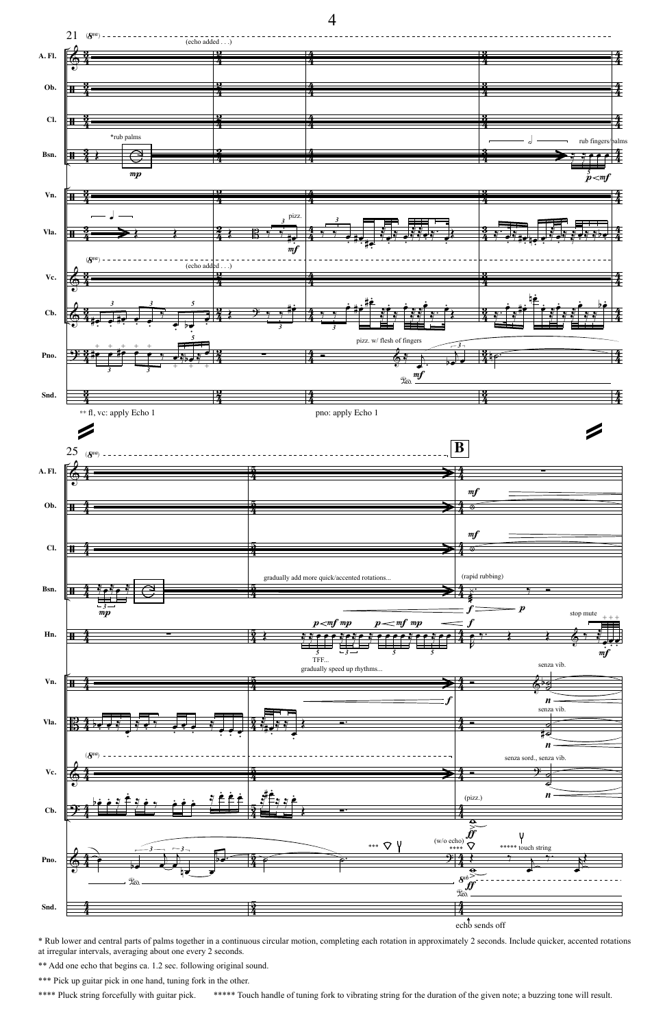\* Rub lower and central parts of palms together in a continuous circular motion, completing each rotation in approximately 2 seconds. Include quicker, accented rotations at irregular intervals, averaging about one every 2 seconds.

\*\* Add one echo that begins ca. 1.2 sec. following original sound.

\*\*\* Pick up guitar pick in one hand, tuning fork in the other.

\*\*\*\* Pluck string forcefully with guitar pick.     \*\*\*\*\* Touch handle of tuning fork to vibrating string for the duration of the given note; a buzzing tone will result.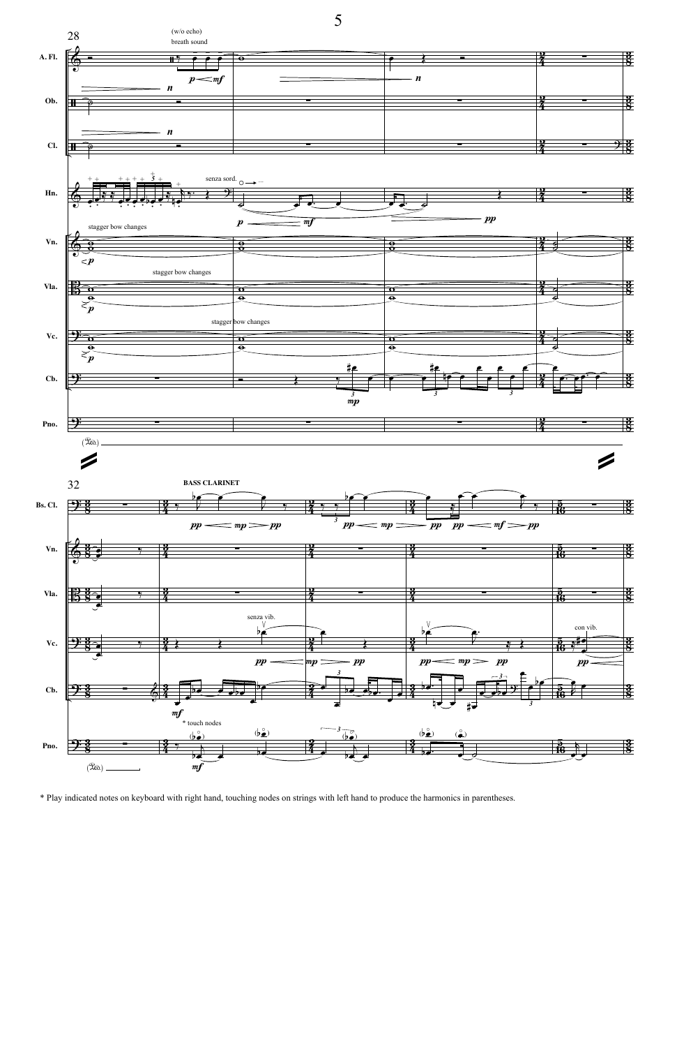\* Play indicated notes on keyboard with right hand, touching nodes on strings with left hand to produce the harmonics in parentheses.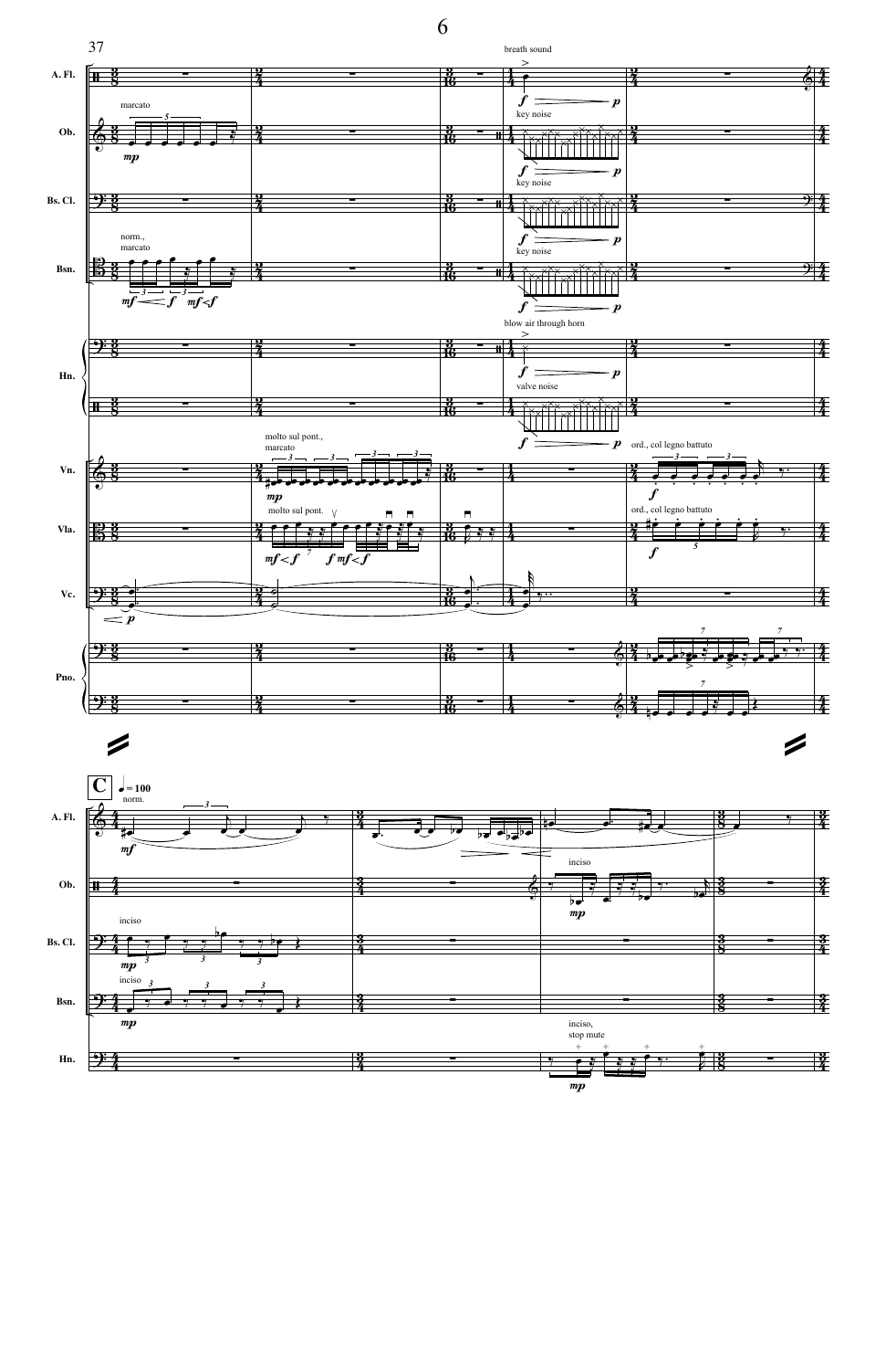37

A. Fl.

breath sound

Ob.

marcato

key noise

Bs. Cl.

key noise

Bsn.

norm., marcato

key noise

Hn.

blow air through horn

valve noise

Vn.

molto sul pont., marcato

ord., col legno battuto

Vla.

molto sul pont.

ord., col legno battuto

Vc.

Pno.

**C** ♩ = 100

A. Fl.

norm.

Ob.

inciso

Bs. Cl.

inciso

Bsn.

inciso

Hn.

inciso, stop mute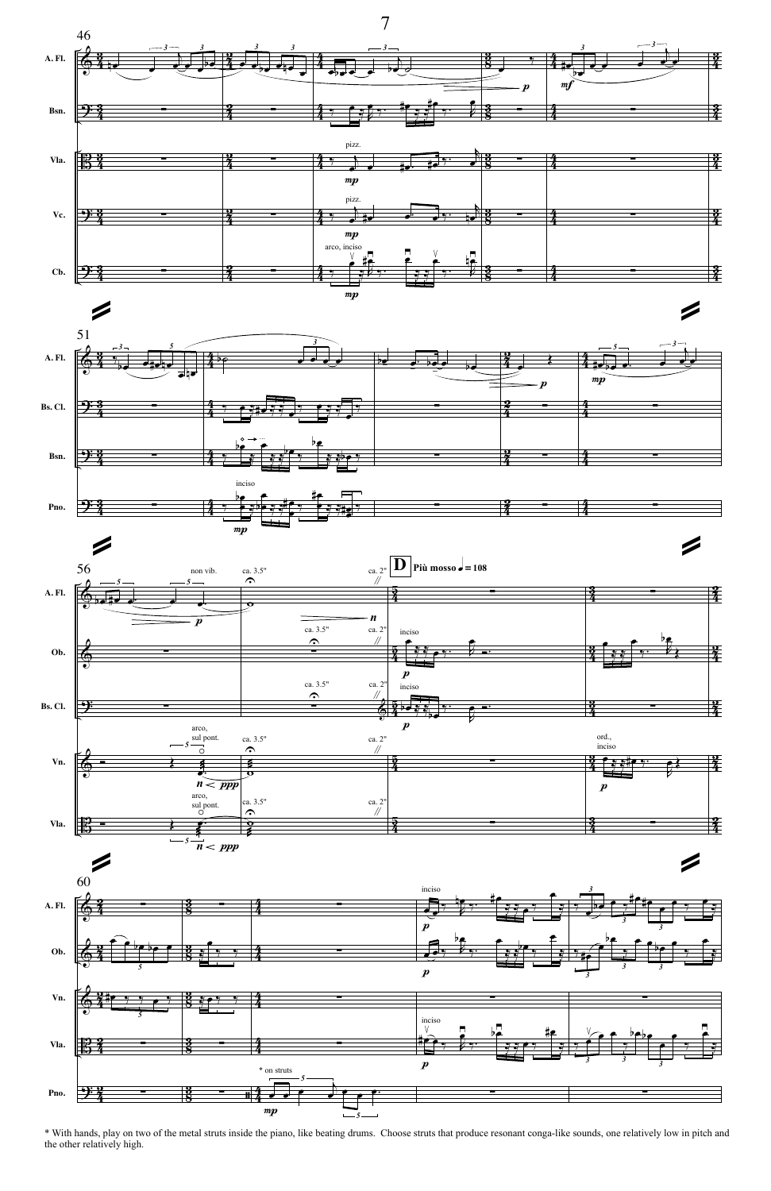* With hands, play on two of the metal struts inside the piano, like beating drums. Choose struts that produce resonant conga-like sounds, one relatively low in pitch and the other relatively high.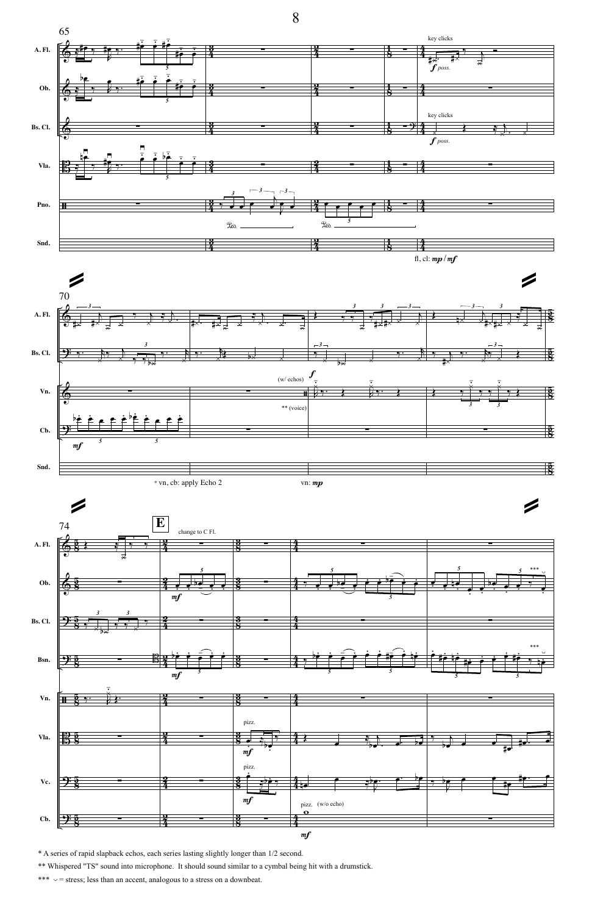\* A series of rapid slapback echos, each series lasting slightly longer than 1/2 second.

\*\* Whispered "TS" sound into microphone. It should sound similar to a cymbal being hit with a drumstick.

\*\*\* ◡ = stress; less than an accent, analogous to a stress on a downbeat.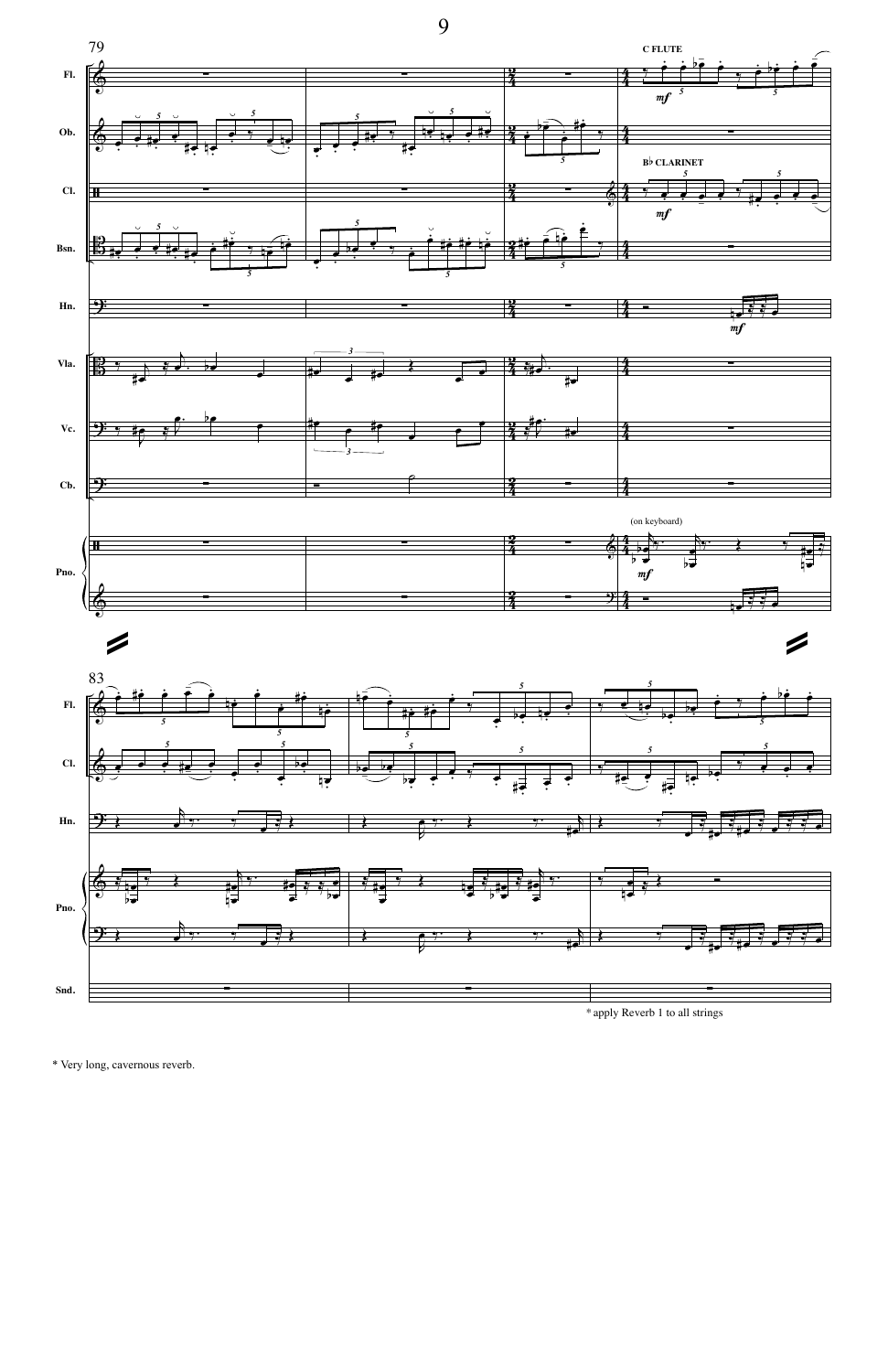* Very long, cavernous reverb.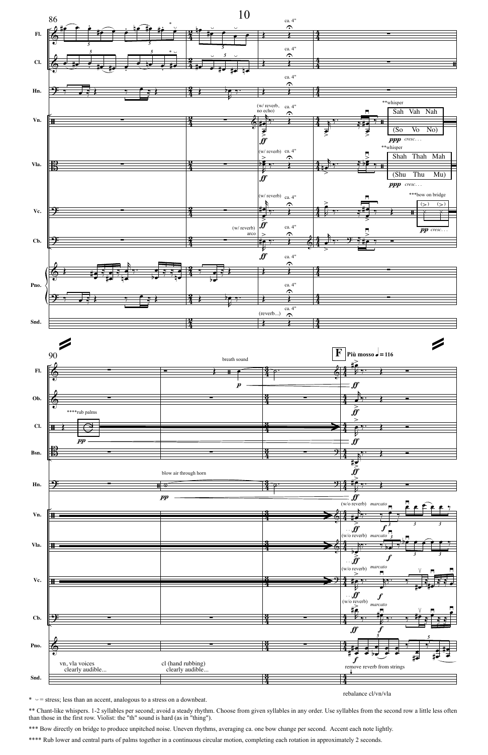\* ◡ = stress; less than an accent, analogous to a stress on a downbeat.

\*\* Chant-like whispers. 1-2 syllables per second; avoid a steady rhythm. Choose from given syllables in any order. Use syllables from the second row a little less often than those in the first row. Violist: the "th" sound is hard (as in "thing").

\*\*\* Bow directly on bridge to produce unpitched noise. Uneven rhythms, averaging ca. one bow change per second. Accent each note lightly.

\*\*\*\* Rub lower and central parts of palms together in a continuous circular motion, completing each rotation in approximately 2 seconds.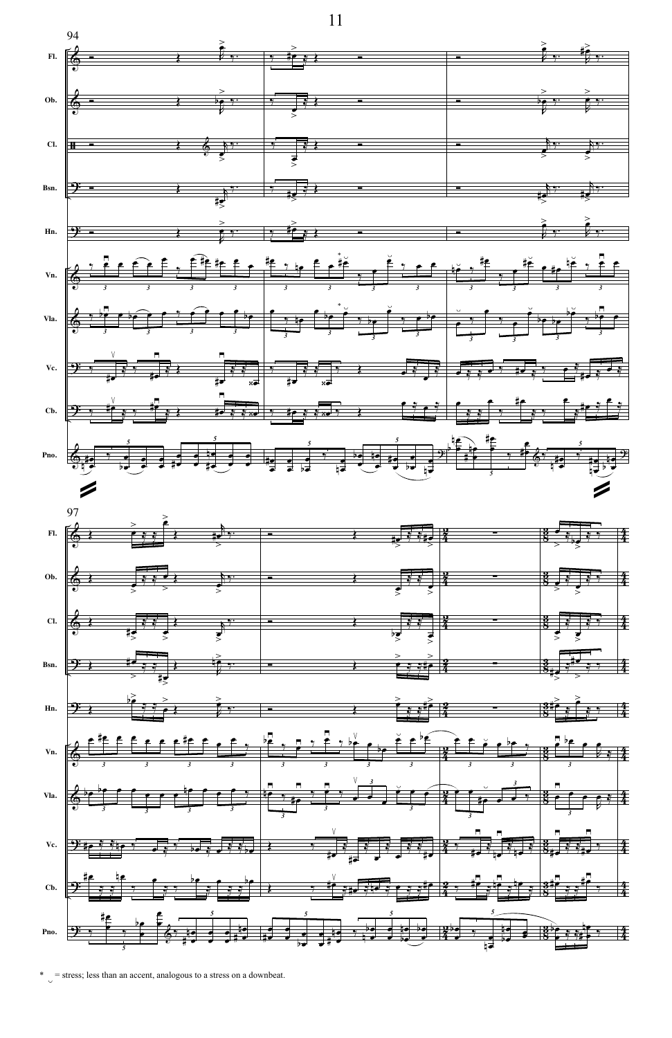* ◡ = stress; less than an accent, analogous to a stress on a downbeat.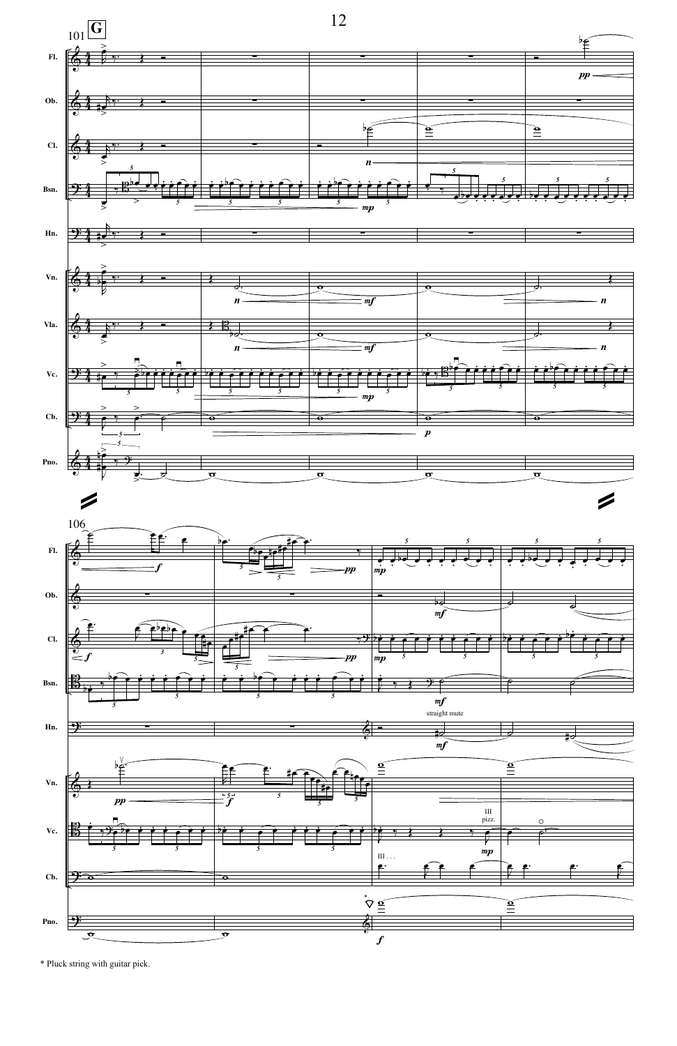\* Pluck string with guitar pick.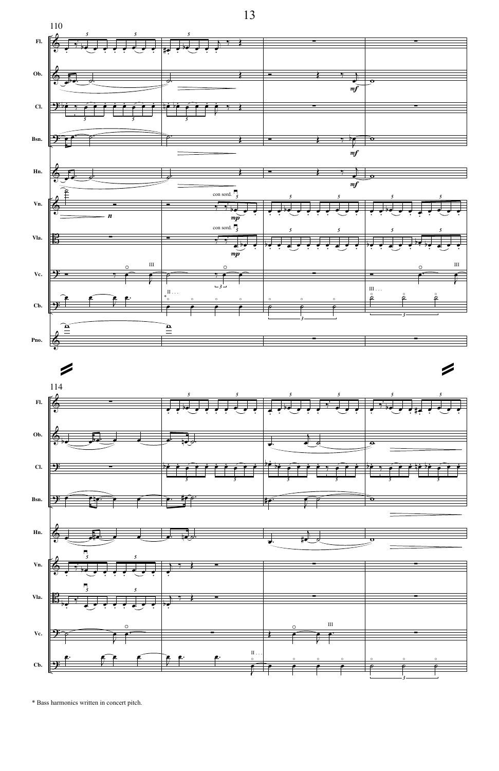\* Bass harmonics written in concert pitch.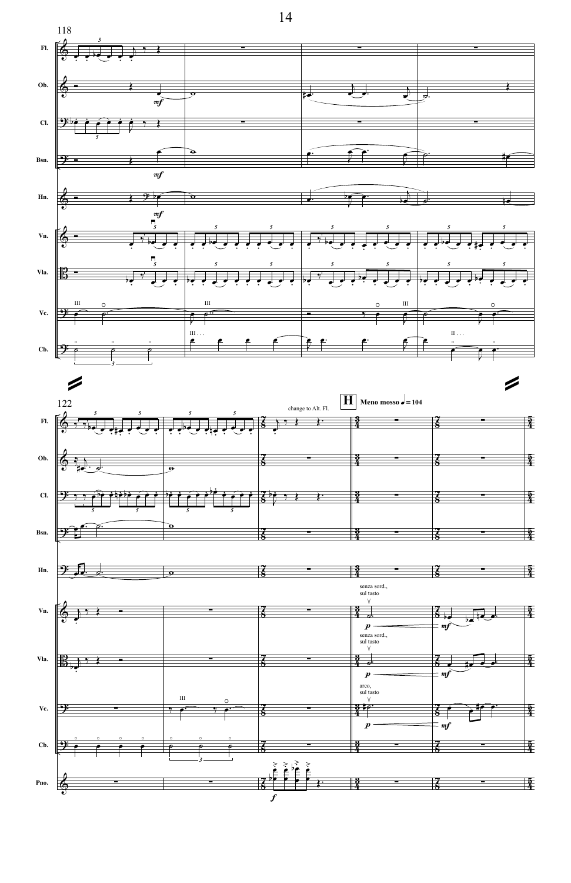118

Fl.

Ob.

*mf*

Cl.

Bsn.

*mf*

Hn.

*mf*

Vn.

Vla.

Vc.

III

III

III

Cb.

III . . .

II . . .

122

change to Alt. Fl.

**H** Meno mosso ♩= 104

senza sord., sul tasto

*p* *mf*

senza sord., sul tasto

*p* *mf*

arco, sul tasto

*p* *mf*

III

Pno.

*f*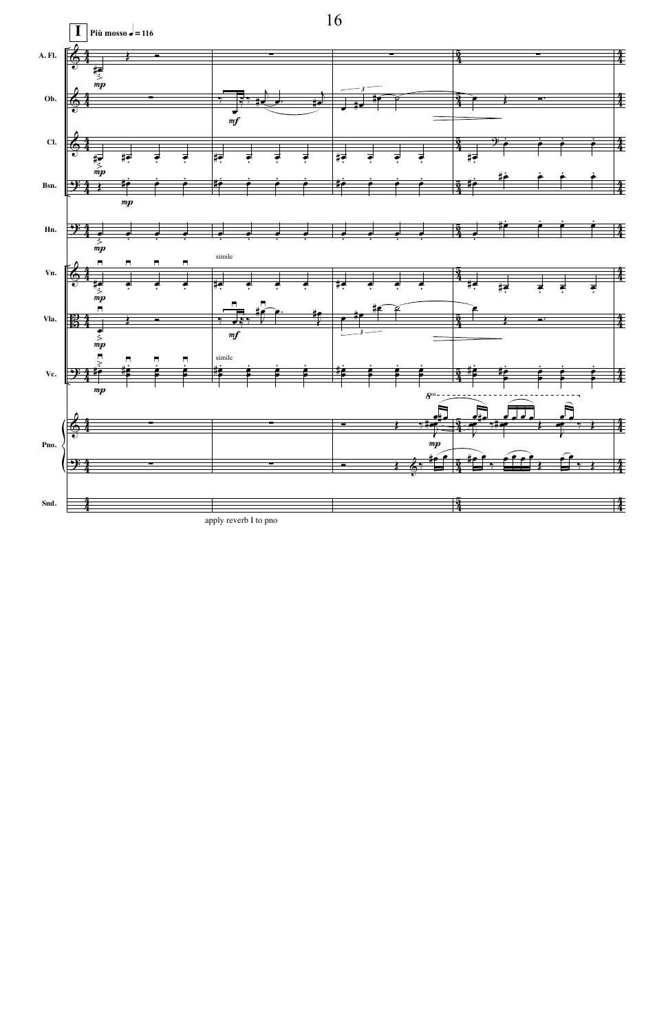**I** Più mosso ♩ = 116

A. Fl.

Ob.

Cl.

Bsn.

Hn.

Vn.

Vla.

Vc.

Pno.

Snd.

simile

simile

apply reverb I to pno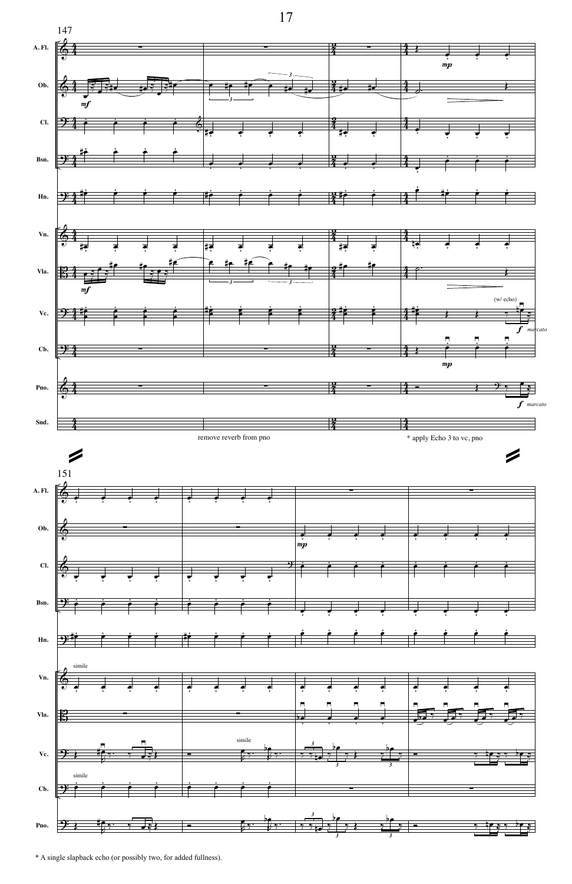remove reverb from pno

* apply Echo 3 to vc, pno

* A single slapback echo (or possibly two, for added fullness).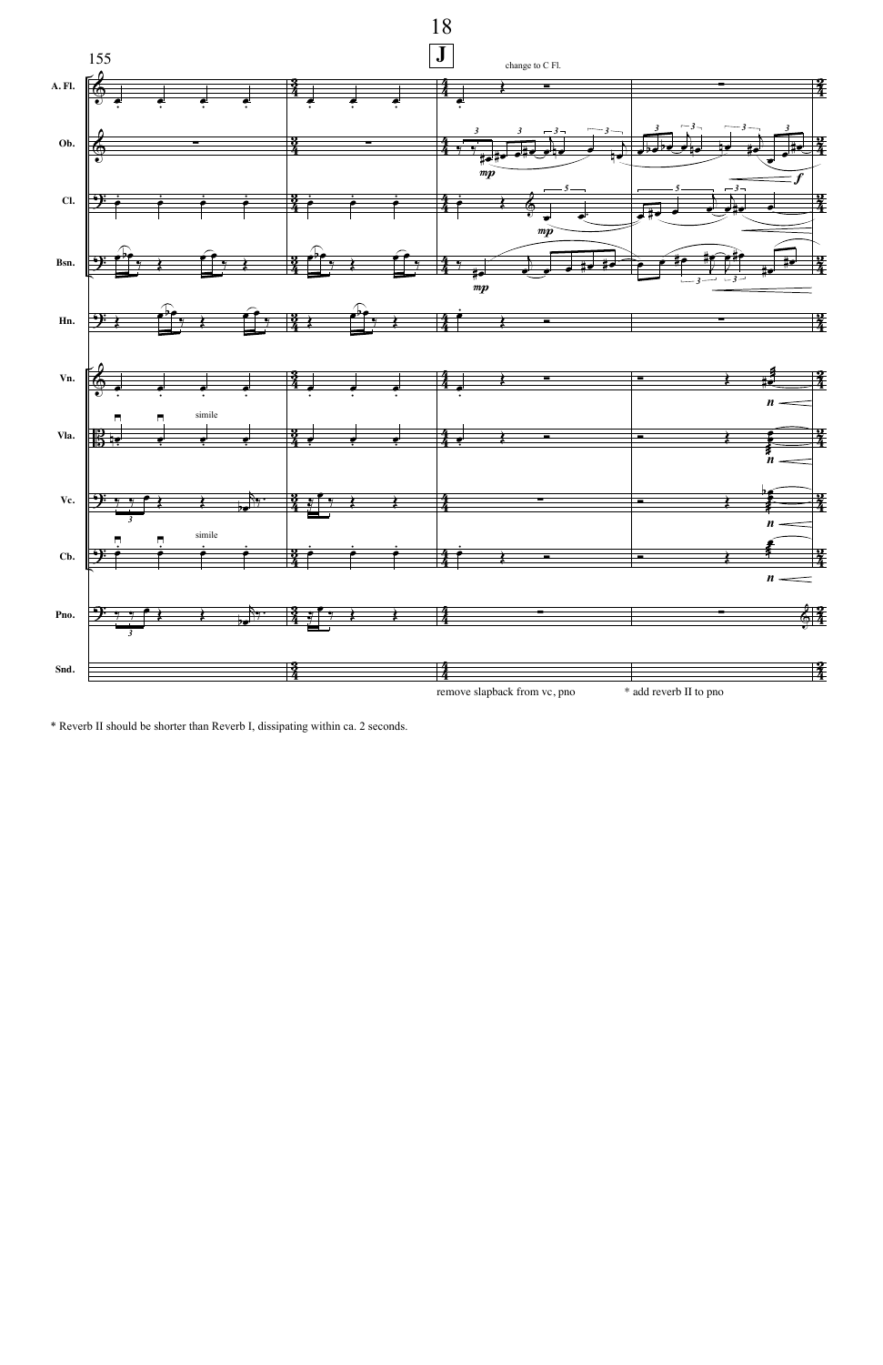**J**

change to C Fl.

remove slapback from vc, pno

* add reverb II to pno

* Reverb II should be shorter than Reverb I, dissipating within ca. 2 seconds.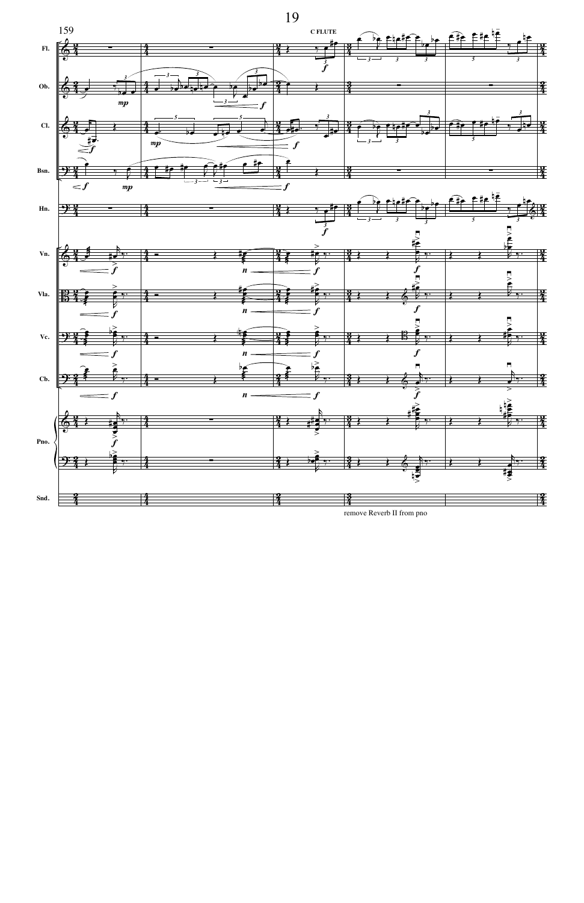C FLUTE

remove Reverb II from pno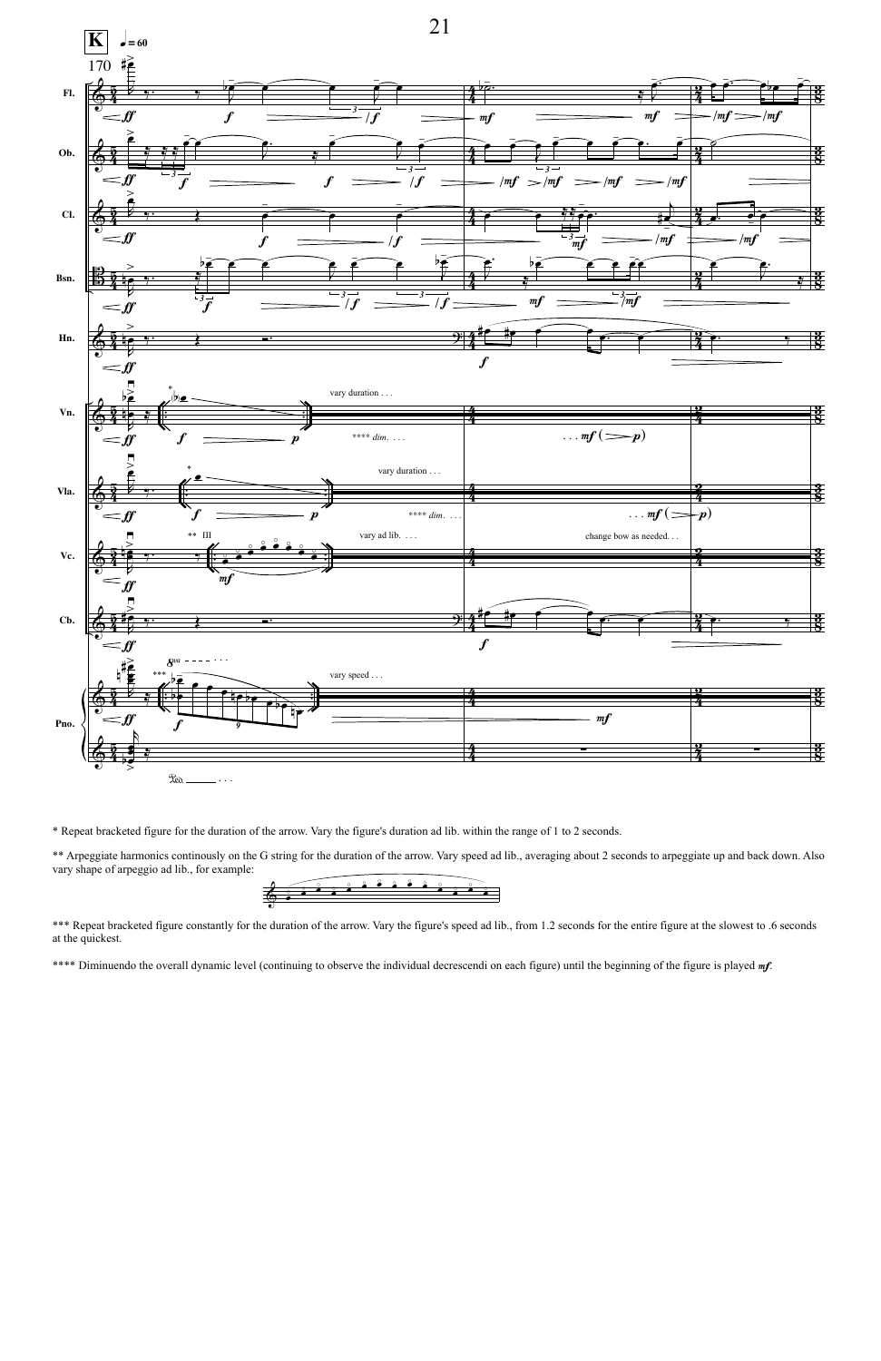\* Repeat bracketed figure for the duration of the arrow. Vary the figure's duration ad lib. within the range of 1 to 2 seconds.

\*\* Arpeggiate harmonics continously on the G string for the duration of the arrow. Vary speed ad lib., averaging about 2 seconds to arpeggiate up and back down. Also vary shape of arpeggio ad lib., for example:

\*\*\* Repeat bracketed figure constantly for the duration of the arrow. Vary the figure's speed ad lib., from 1.2 seconds for the entire figure at the slowest to .6 seconds at the quickest.

\*\*\*\* Diminuendo the overall dynamic level (continuing to observe the individual decrescendi on each figure) until the beginning of the figure is played ***mf***.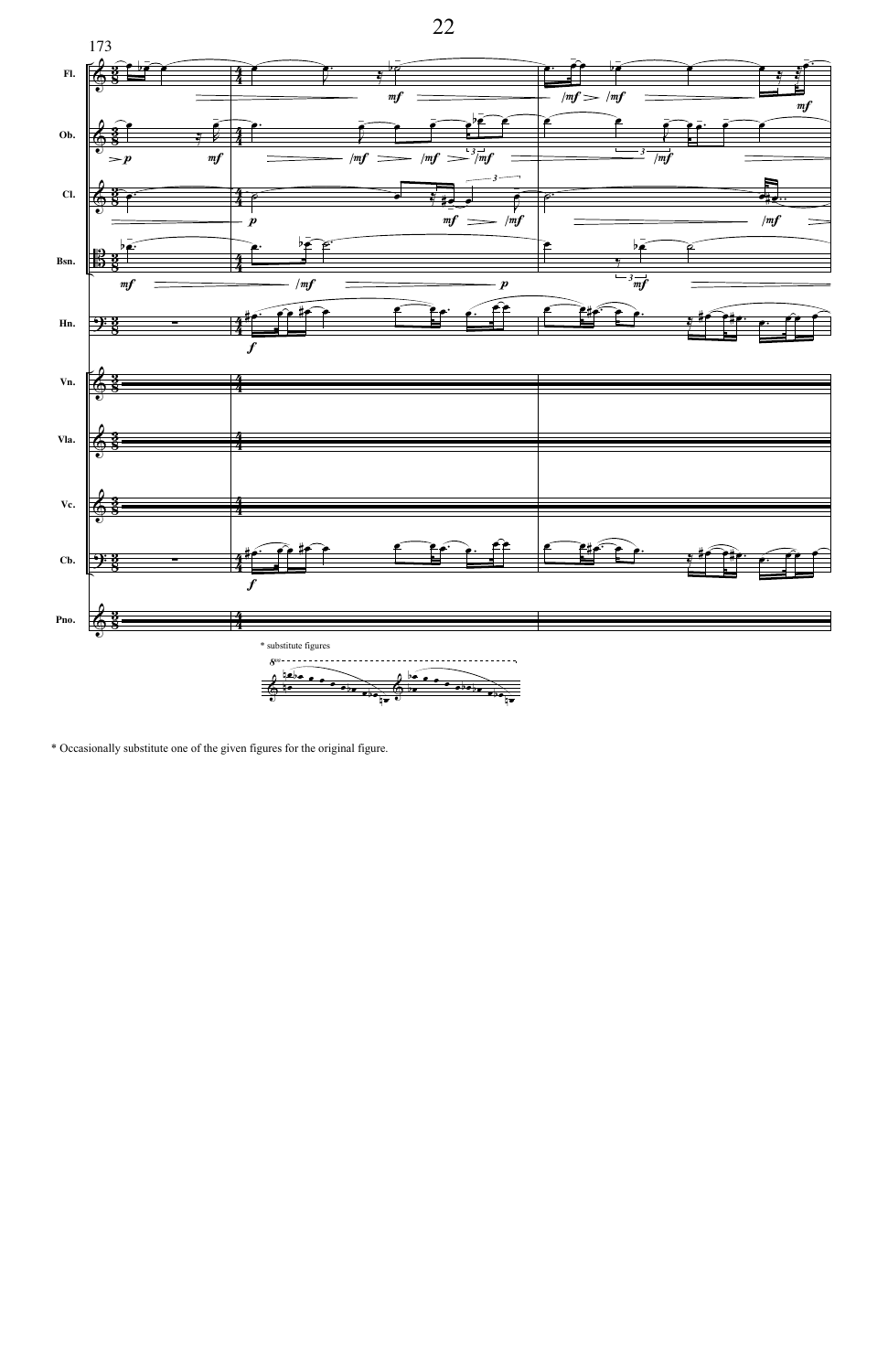* Occasionally substitute one of the given figures for the original figure.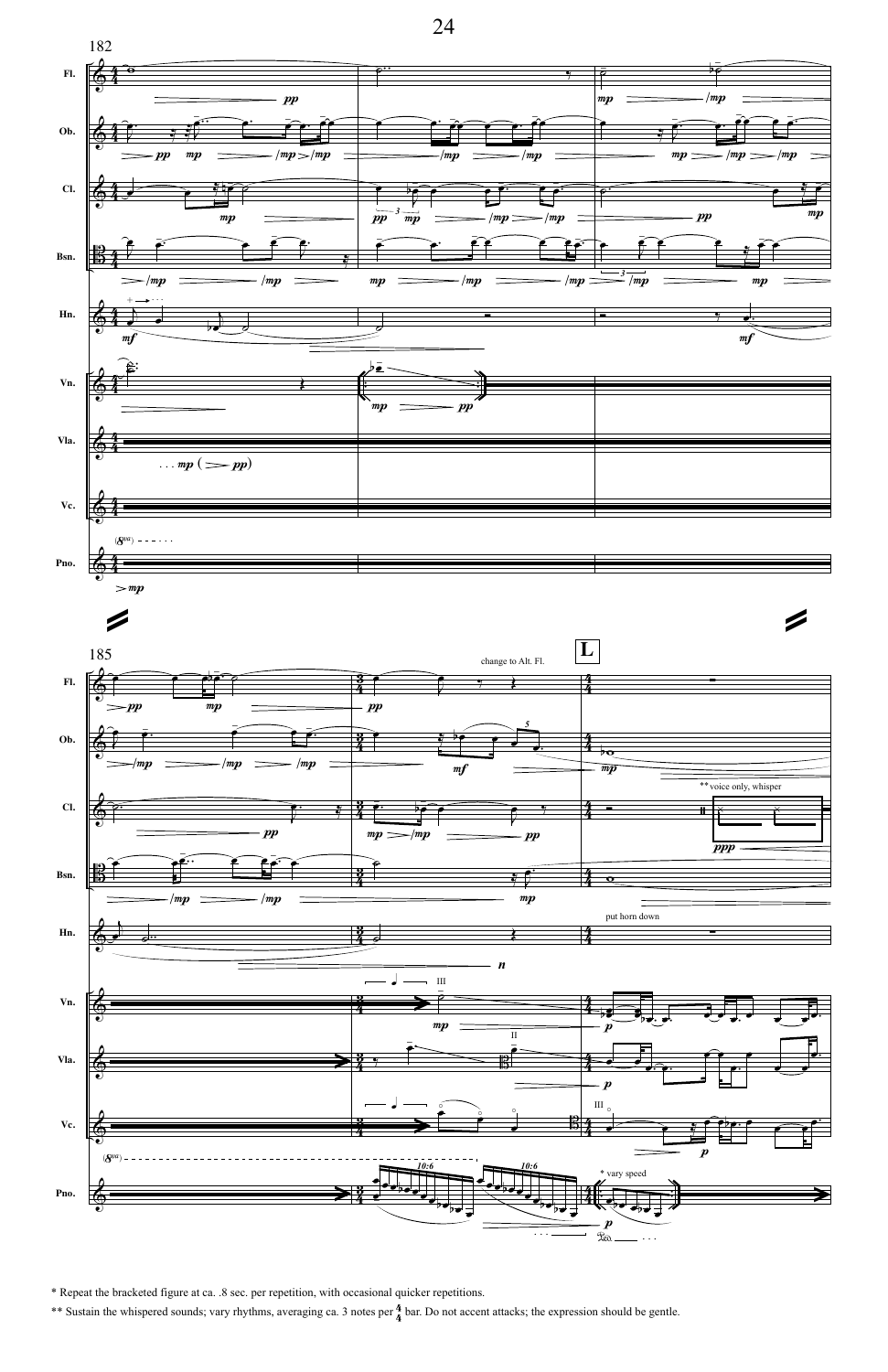\* Repeat the bracketed figure at ca. .8 sec. per repetition, with occasional quicker repetitions.

\*\* Sustain the whispered sounds; vary rhythms, averaging ca. 3 notes per $\frac{4}{4}$ bar. Do not accent attacks; the expression should be gentle.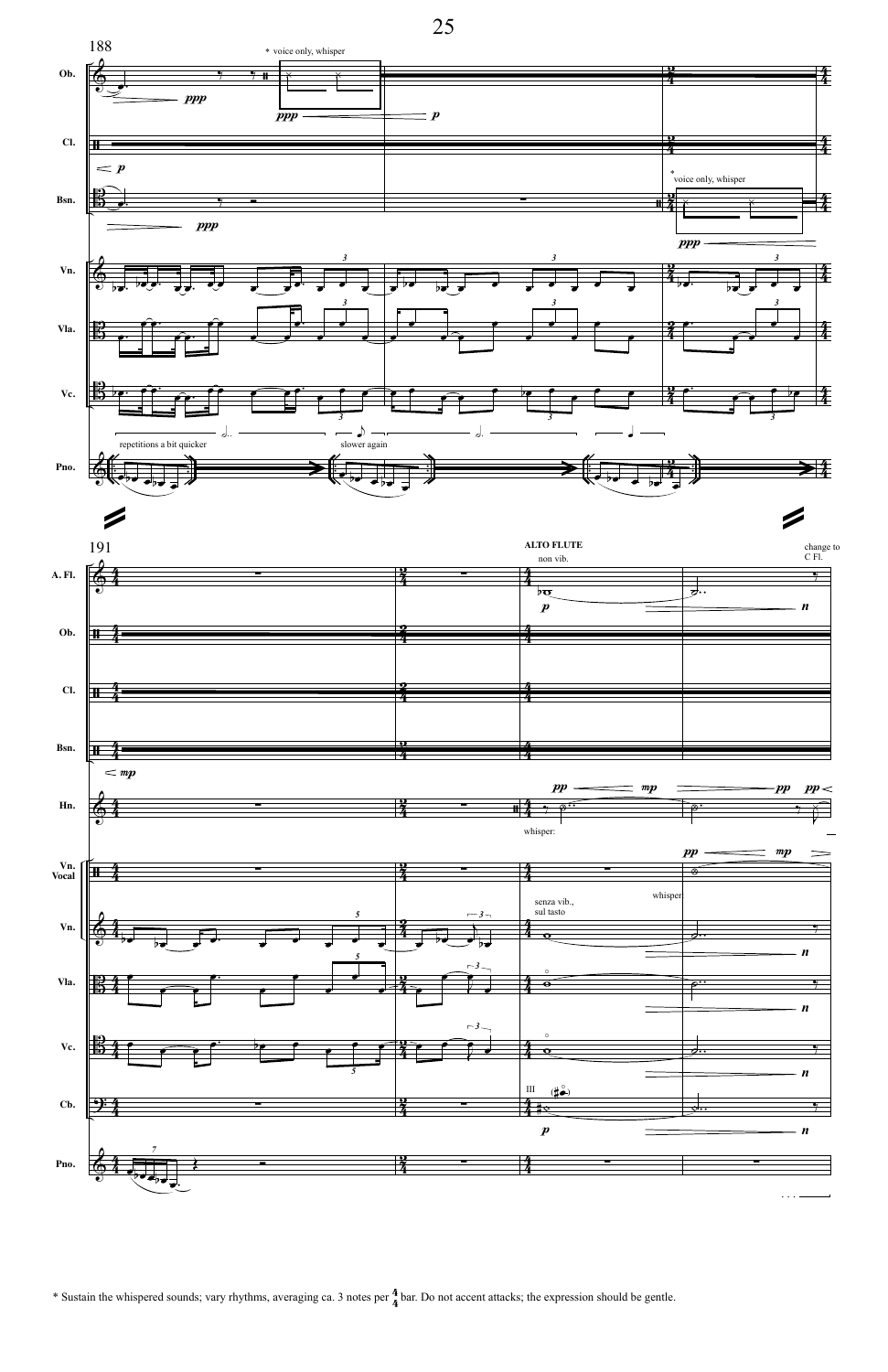\* Sustain the whispered sounds; vary rhythms, averaging ca. 3 notes per $\frac{4}{4}$ bar. Do not accent attacks; the expression should be gentle.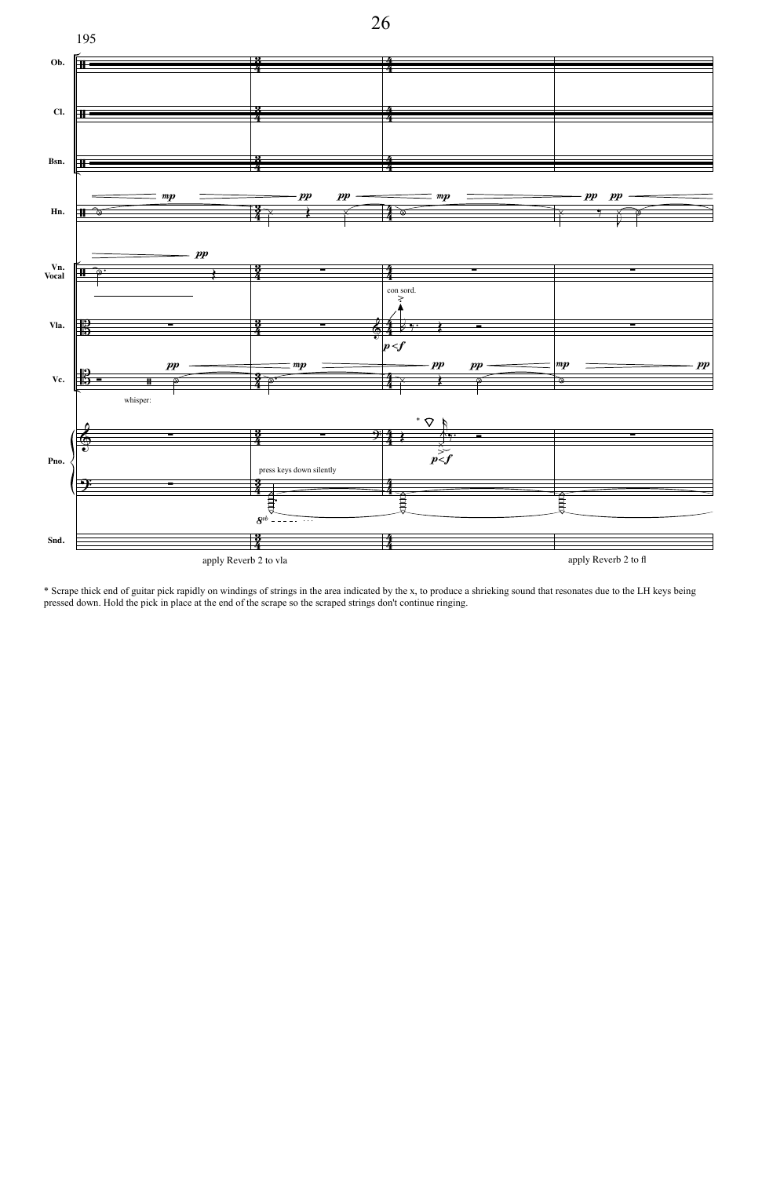\* Scrape thick end of guitar pick rapidly on windings of strings in the area indicated by the x, to produce a shrieking sound that resonates due to the LH keys being pressed down. Hold the pick in place at the end of the scrape so the scraped strings don't continue ringing.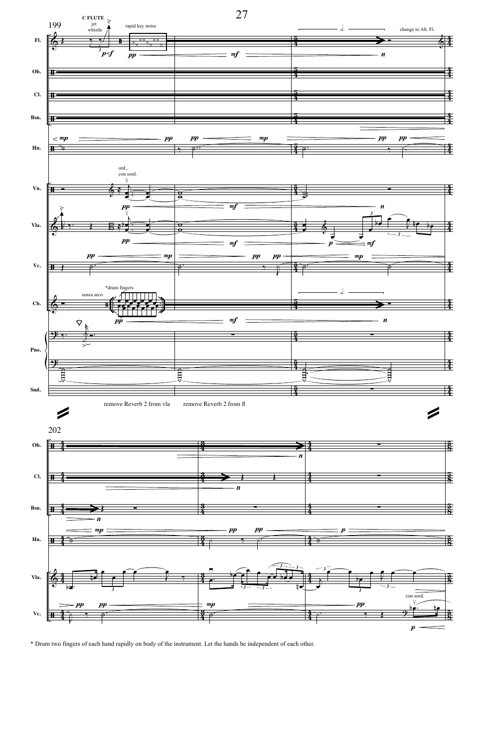\* Drum two fingers of each hand rapidly on body of the instrument. Let the hands be independent of each other.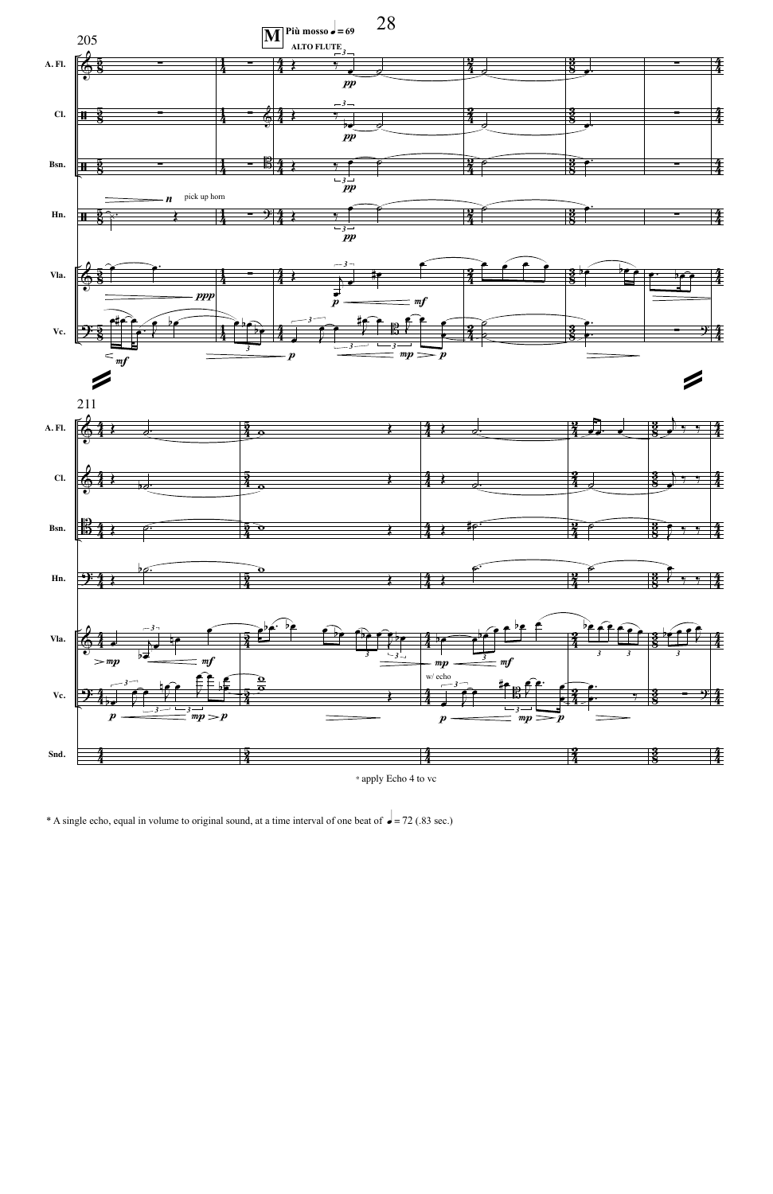\* apply Echo 4 to vc

\* A single echo, equal in volume to original sound, at a time interval of one beat of ♩ = 72 (.83 sec.)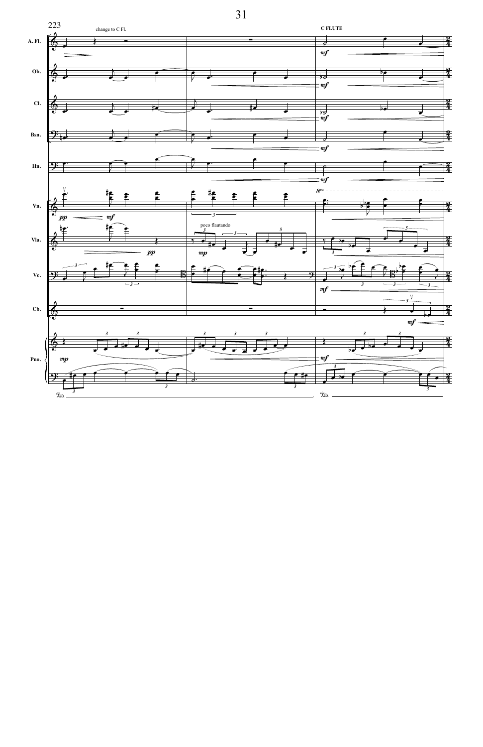223

change to C Fl.

C FLUTE

A. Fl.

Ob.

Cl.

Bsn.

Hn.

Vn.

Vla.

poco flautando

Vc.

Cb.

Pno.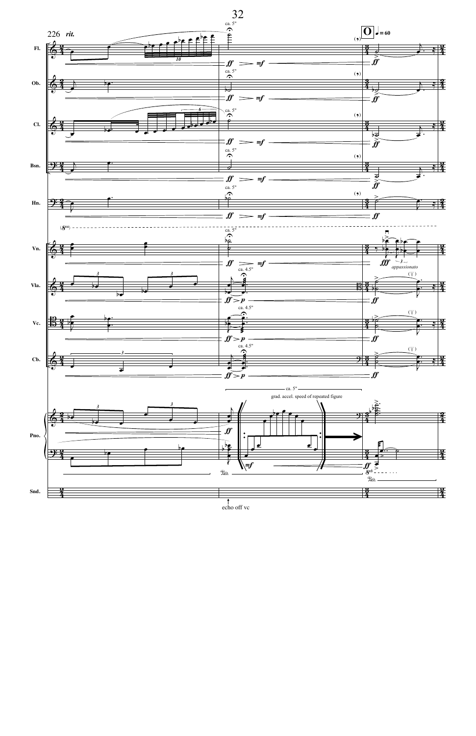226 *rit.*

**O** ♩ = 60

Fl.
Ob.
Cl.
Bsn.
Hn.
Vn.
Vla.
Vc.
Cb.
Pno.
Snd.

ca. 5"

ca. 4.5"

*appassionato*

grad. accel. speed of repeated figure

echo off vc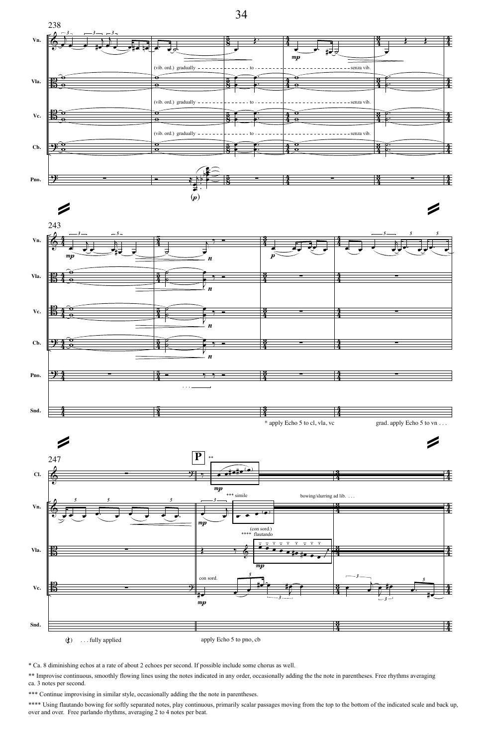* Ca. 8 diminishing echos at a rate of about 2 echoes per second. If possible include some chorus as well.

** Improvise continuous, smoothly flowing lines using the notes indicated in any order, occasionally adding the the note in parentheses. Free rhythms averaging ca. 3 notes per second.

*** Continue improvising in similar style, occasionally adding the the note in parentheses.

**** Using flautando bowing for softly separated notes, play continuous, primarily scalar passages moving from the top to the bottom of the indicated scale and back up, over and over. Free parlando rhythms, averaging 2 to 4 notes per beat.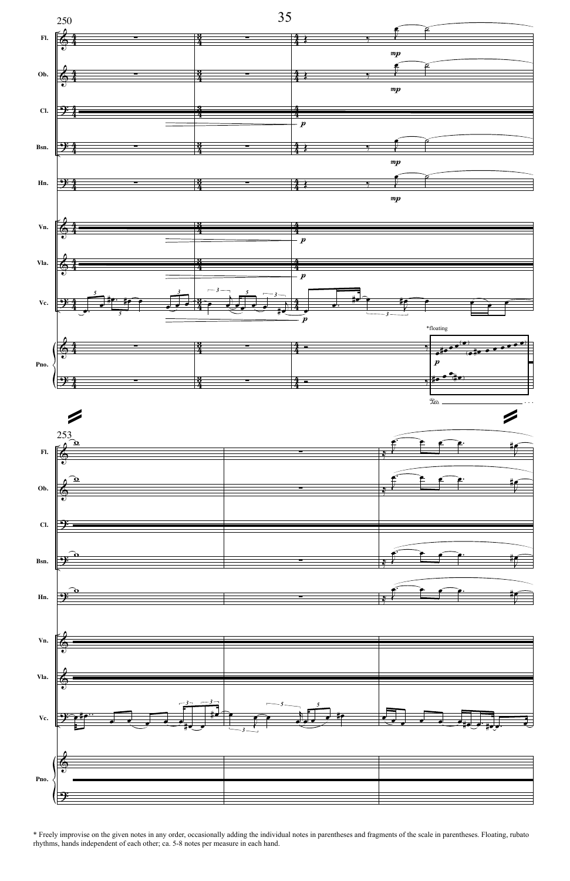\* Freely improvise on the given notes in any order, occasionally adding the individual notes in parentheses and fragments of the scale in parentheses. Floating, rubato rhythms, hands independent of each other; ca. 5-8 notes per measure in each hand.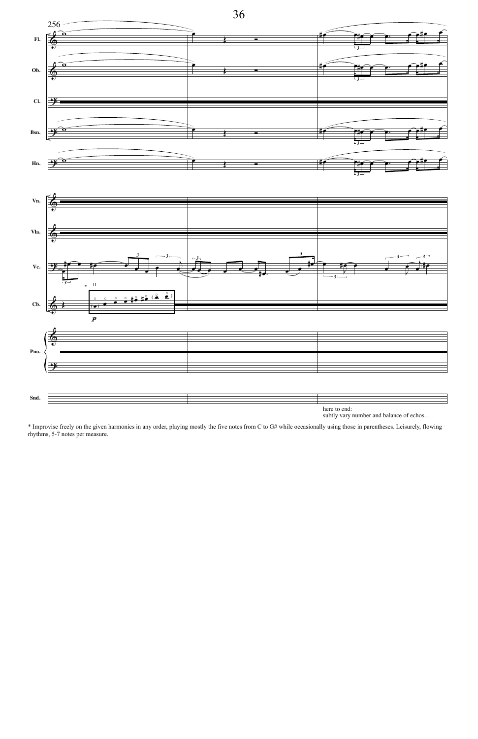here to end:
subtly vary number and balance of echos . . .

* Improvise freely on the given harmonics in any order, playing mostly the five notes from C to G# while occasionally using those in parentheses. Leisurely, flowing rhythms, 5-7 notes per measure.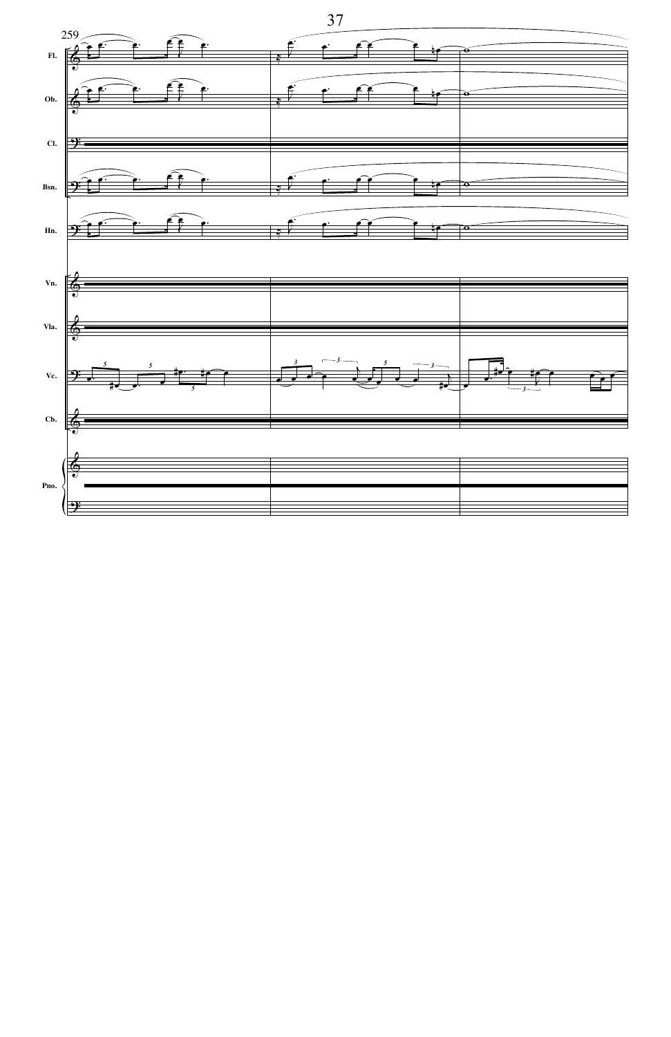259

Fl.

Ob.

Cl.

Bsn.

Hn.

Vn.

Vla.

Vc.

Cb.

Pno.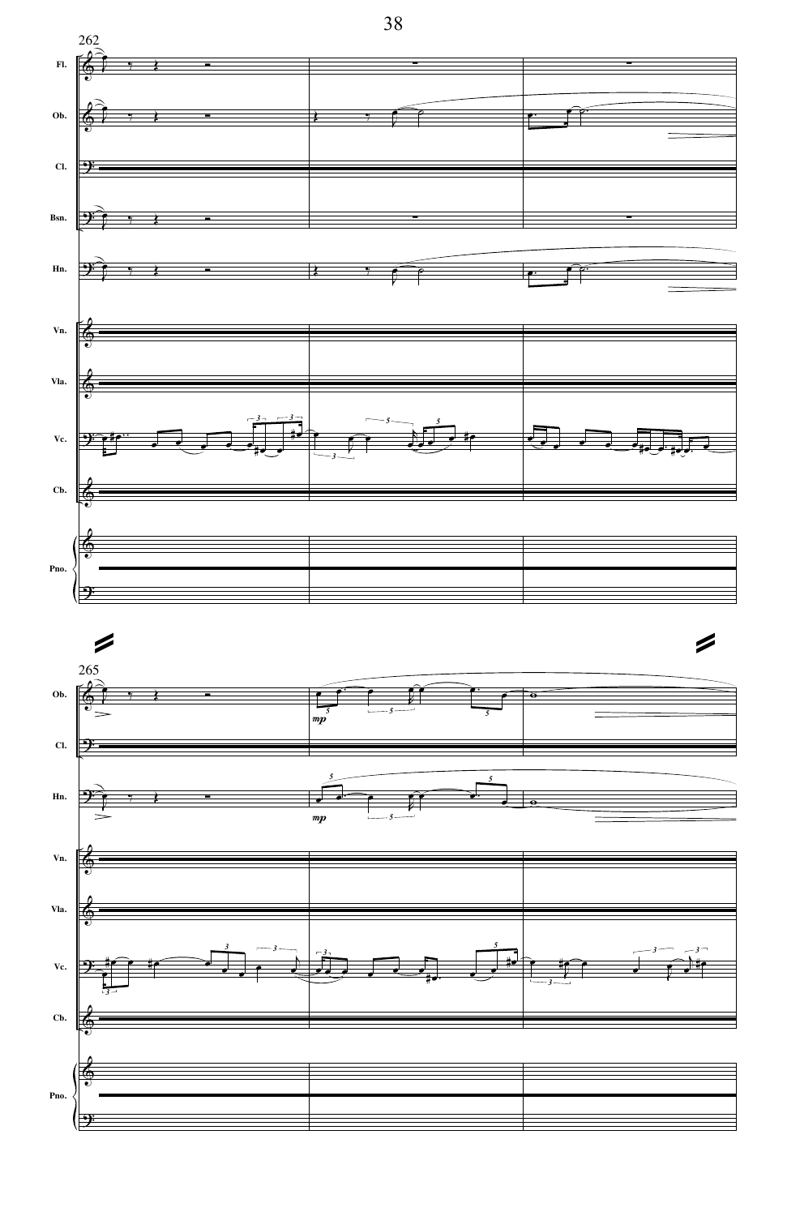262

Fl.

Ob.

Cl.

Bsn.

Hn.

Vn.

Vla.

Vc.

Cb.

Pno.

265

Ob.

*mp*

Cl.

Hn.

*mp*

Vn.

Vla.

Vc.

Cb.

Pno.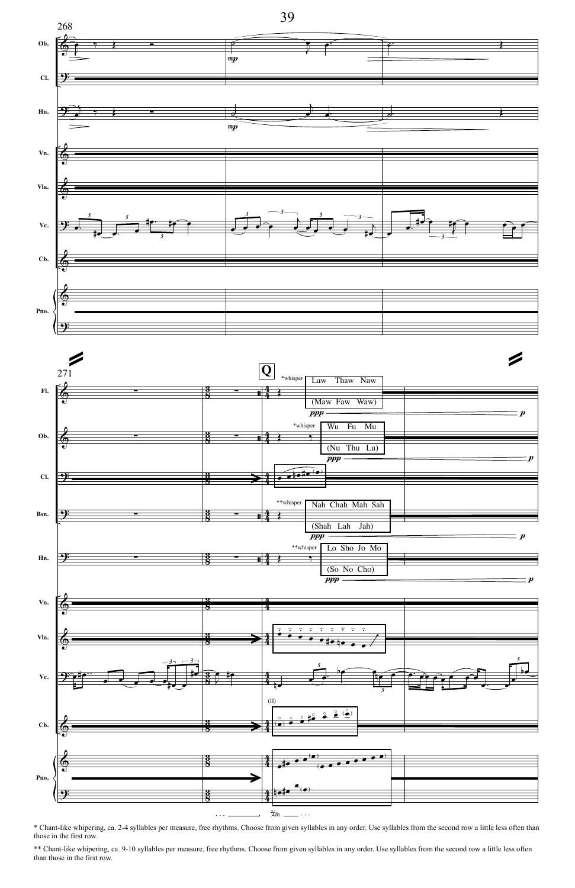* Chant-like whipering, ca. 2-4 syllables per measure, free rhythms. Choose from given syllables in any order. Use syllables from the second row a little less often than those in the first row.

** Chant-like whipering, ca. 9-10 syllables per measure, free rhythms. Choose from given syllables in any order. Use syllables from the second row a little less often than those in the first row.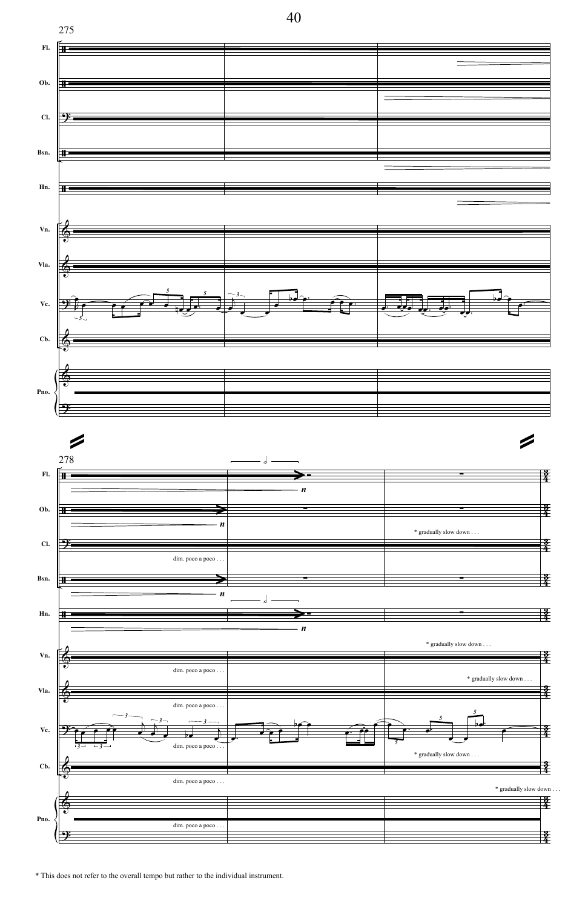* This does not refer to the overall tempo but rather to the individual instrument.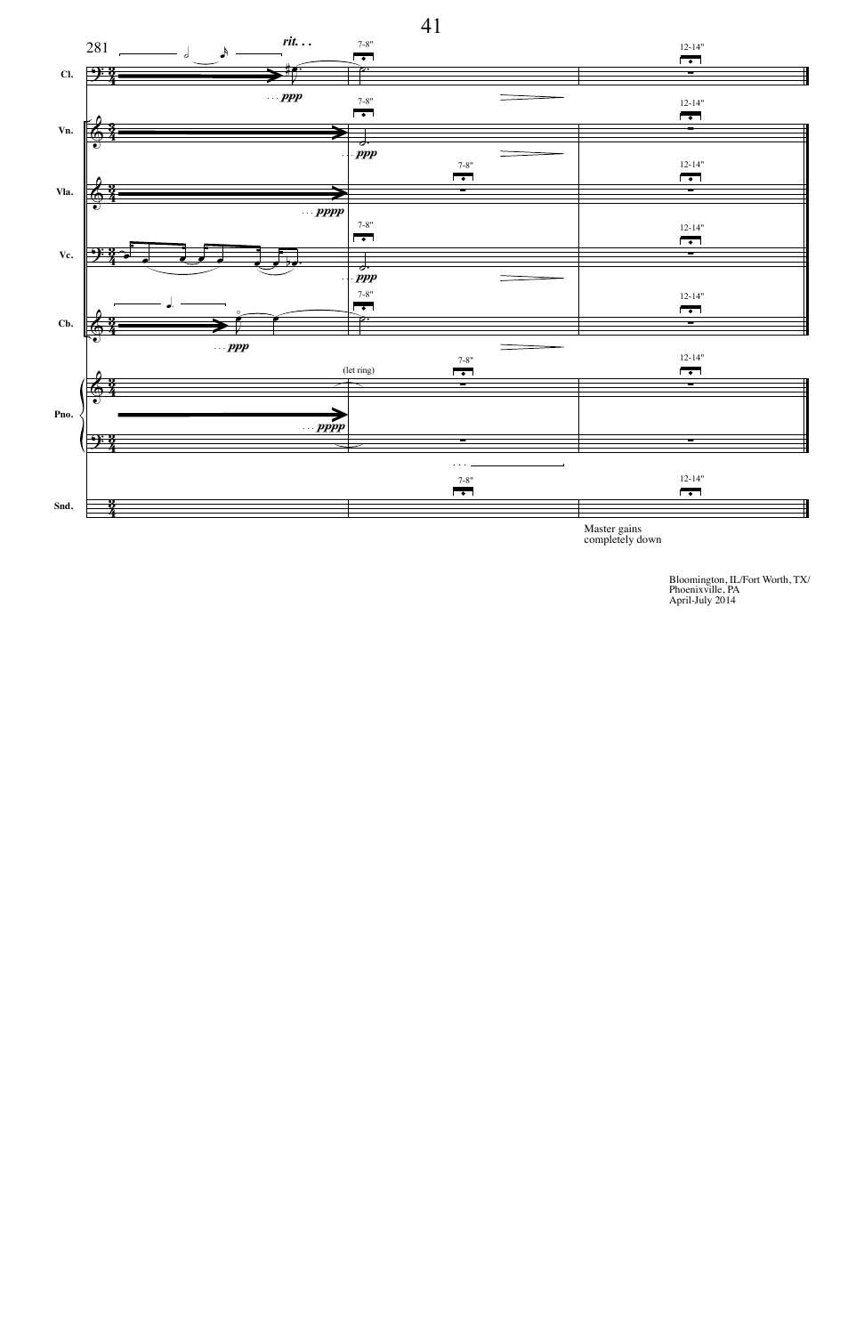Master gains completely down

Bloomington, IL/Fort Worth, TX/
Phoenixville, PA
April-July 2014